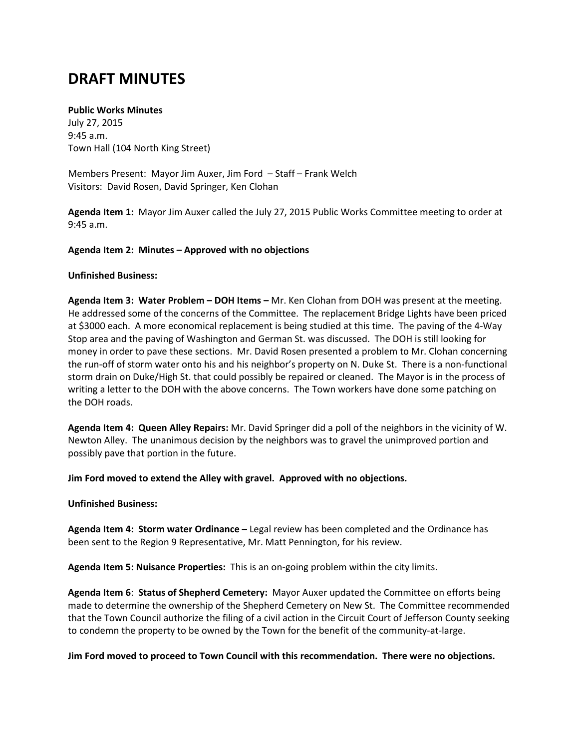# DRAFT MINUTES

**Public Works Minutes**
July 27, 2015
9:45 a.m.
Town Hall (104 North King Street)

Members Present: Mayor Jim Auxer, Jim Ford – Staff – Frank Welch
Visitors: David Rosen, David Springer, Ken Clohan

**Agenda Item 1:** Mayor Jim Auxer called the July 27, 2015 Public Works Committee meeting to order at 9:45 a.m.

**Agenda Item 2: Minutes – Approved with no objections**

**Unfinished Business:**

**Agenda Item 3: Water Problem – DOH Items –** Mr. Ken Clohan from DOH was present at the meeting. He addressed some of the concerns of the Committee. The replacement Bridge Lights have been priced at $3000 each. A more economical replacement is being studied at this time. The paving of the 4-Way Stop area and the paving of Washington and German St. was discussed. The DOH is still looking for money in order to pave these sections. Mr. David Rosen presented a problem to Mr. Clohan concerning the run-off of storm water onto his and his neighbor's property on N. Duke St. There is a non-functional storm drain on Duke/High St. that could possibly be repaired or cleaned. The Mayor is in the process of writing a letter to the DOH with the above concerns. The Town workers have done some patching on the DOH roads.

**Agenda Item 4: Queen Alley Repairs:** Mr. David Springer did a poll of the neighbors in the vicinity of W. Newton Alley. The unanimous decision by the neighbors was to gravel the unimproved portion and possibly pave that portion in the future.

**Jim Ford moved to extend the Alley with gravel. Approved with no objections.**

**Unfinished Business:**

**Agenda Item 4: Storm water Ordinance –** Legal review has been completed and the Ordinance has been sent to the Region 9 Representative, Mr. Matt Pennington, for his review.

**Agenda Item 5: Nuisance Properties:** This is an on-going problem within the city limits.

**Agenda Item 6**: **Status of Shepherd Cemetery:** Mayor Auxer updated the Committee on efforts being made to determine the ownership of the Shepherd Cemetery on New St. The Committee recommended that the Town Council authorize the filing of a civil action in the Circuit Court of Jefferson County seeking to condemn the property to be owned by the Town for the benefit of the community-at-large.

**Jim Ford moved to proceed to Town Council with this recommendation. There were no objections.**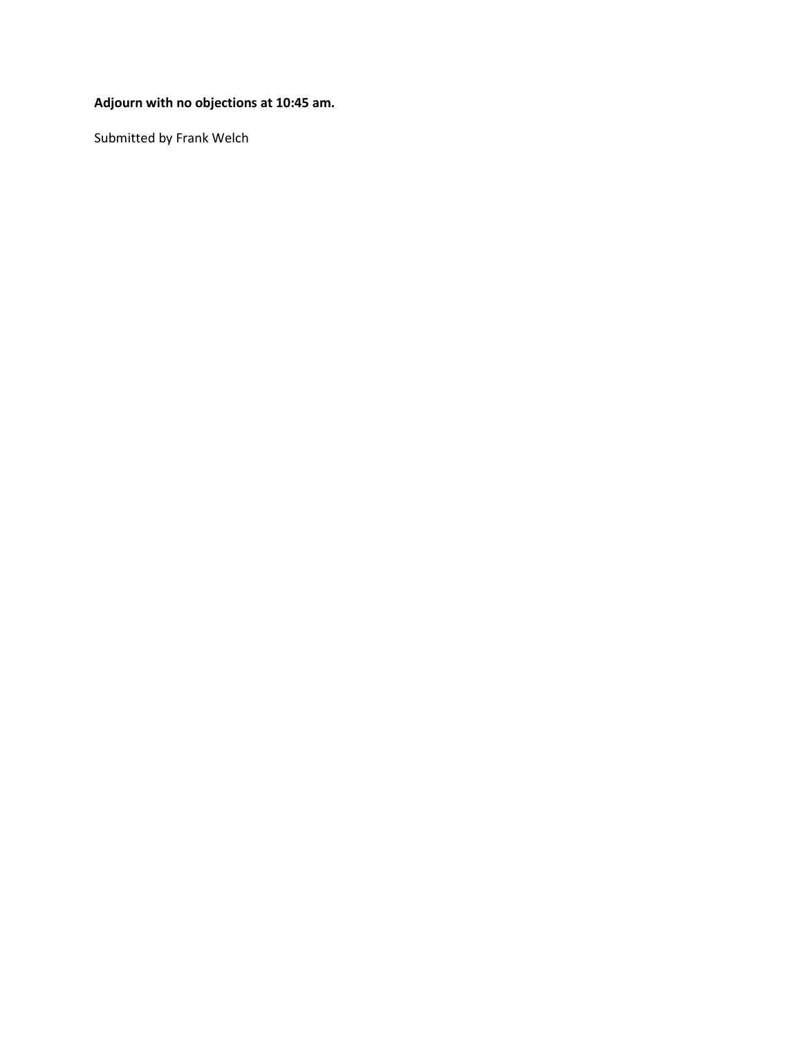**Adjourn with no objections at 10:45 am.**

Submitted by Frank Welch